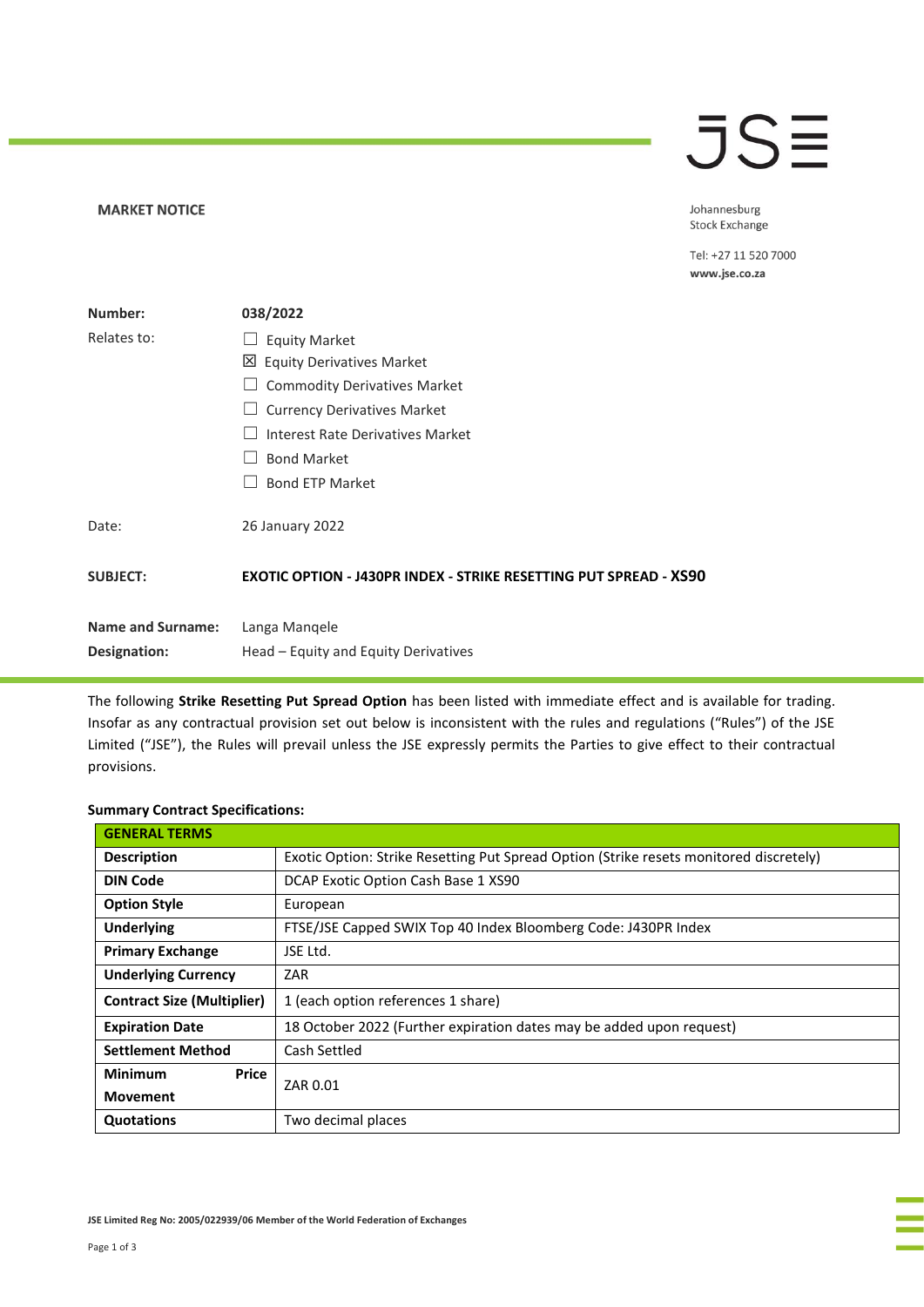JSE

**MARKET NOTICE**

Johannesburg
Stock Exchange

Tel: +27 11 520 7000
**www.jse.co.za**

| | |
|---|---|
| **Number:** | **038/2022** |
| Relates to: | ☐ Equity Market<br>☒ Equity Derivatives Market<br>☐ Commodity Derivatives Market<br>☐ Currency Derivatives Market<br>☐ Interest Rate Derivatives Market<br>☐ Bond Market<br>☐ Bond ETP Market |
| Date: | 26 January 2022 |
| **SUBJECT:** | **EXOTIC OPTION - J430PR INDEX - STRIKE RESETTING PUT SPREAD - XS90** |
| **Name and Surname:** | Langa Manqele |
| **Designation:** | Head – Equity and Equity Derivatives |

The following **Strike Resetting Put Spread Option** has been listed with immediate effect and is available for trading. Insofar as any contractual provision set out below is inconsistent with the rules and regulations ("Rules") of the JSE Limited ("JSE"), the Rules will prevail unless the JSE expressly permits the Parties to give effect to their contractual provisions.

**Summary Contract Specifications:**

| **GENERAL TERMS** | |
|---|---|
| **Description** | Exotic Option: Strike Resetting Put Spread Option (Strike resets monitored discretely) |
| **DIN Code** | DCAP Exotic Option Cash Base 1 XS90 |
| **Option Style** | European |
| **Underlying** | FTSE/JSE Capped SWIX Top 40 Index Bloomberg Code: J430PR Index |
| **Primary Exchange** | JSE Ltd. |
| **Underlying Currency** | ZAR |
| **Contract Size (Multiplier)** | 1 (each option references 1 share) |
| **Expiration Date** | 18 October 2022 (Further expiration dates may be added upon request) |
| **Settlement Method** | Cash Settled |
| **Minimum Price Movement** | ZAR 0.01 |
| **Quotations** | Two decimal places |

JSE Limited Reg No: 2005/022939/06 Member of the World Federation of Exchanges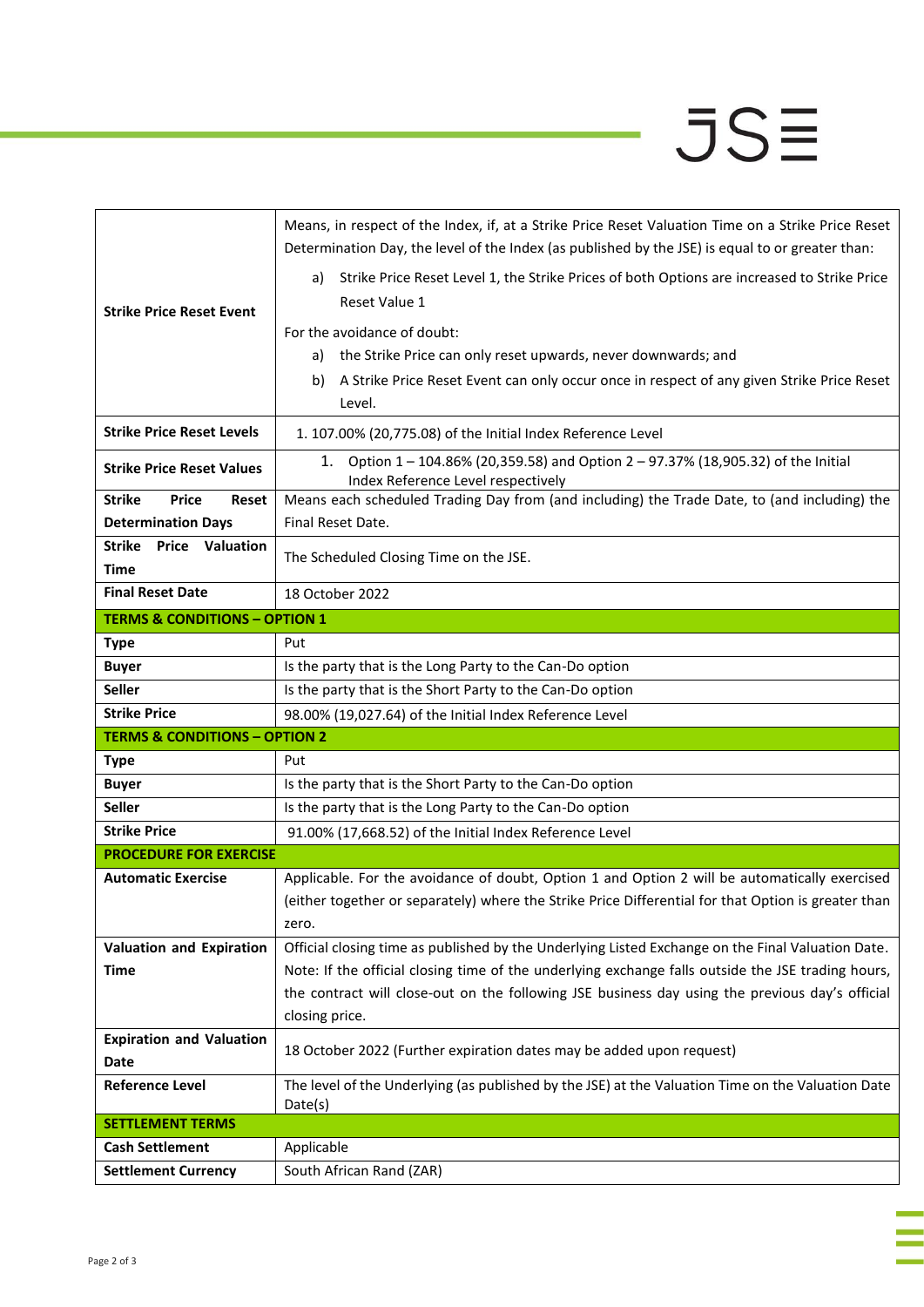| | |
|---|---|
| **Strike Price Reset Event** | Means, in respect of the Index, if, at a Strike Price Reset Valuation Time on a Strike Price Reset Determination Day, the level of the Index (as published by the JSE) is equal to or greater than:<br>a) Strike Price Reset Level 1, the Strike Prices of both Options are increased to Strike Price Reset Value 1<br>For the avoidance of doubt:<br>a) the Strike Price can only reset upwards, never downwards; and<br>b) A Strike Price Reset Event can only occur once in respect of any given Strike Price Reset Level. |
| **Strike Price Reset Levels** | 1. 107.00% (20,775.08) of the Initial Index Reference Level |
| **Strike Price Reset Values** | 1. Option 1 – 104.86% (20,359.58) and Option 2 – 97.37% (18,905.32) of the Initial Index Reference Level respectively |
| **Strike Price Reset Determination Days** | Means each scheduled Trading Day from (and including) the Trade Date, to (and including) the Final Reset Date. |
| **Strike Price Valuation Time** | The Scheduled Closing Time on the JSE. |
| **Final Reset Date** | 18 October 2022 |
| **TERMS & CONDITIONS – OPTION 1** | |
| **Type** | Put |
| **Buyer** | Is the party that is the Long Party to the Can-Do option |
| **Seller** | Is the party that is the Short Party to the Can-Do option |
| **Strike Price** | 98.00% (19,027.64) of the Initial Index Reference Level |
| **TERMS & CONDITIONS – OPTION 2** | |
| **Type** | Put |
| **Buyer** | Is the party that is the Short Party to the Can-Do option |
| **Seller** | Is the party that is the Long Party to the Can-Do option |
| **Strike Price** | 91.00% (17,668.52) of the Initial Index Reference Level |
| **PROCEDURE FOR EXERCISE** | |
| **Automatic Exercise** | Applicable. For the avoidance of doubt, Option 1 and Option 2 will be automatically exercised (either together or separately) where the Strike Price Differential for that Option is greater than zero. |
| **Valuation and Expiration Time** | Official closing time as published by the Underlying Listed Exchange on the Final Valuation Date. Note: If the official closing time of the underlying exchange falls outside the JSE trading hours, the contract will close-out on the following JSE business day using the previous day's official closing price. |
| **Expiration and Valuation Date** | 18 October 2022 (Further expiration dates may be added upon request) |
| **Reference Level** | The level of the Underlying (as published by the JSE) at the Valuation Time on the Valuation Date Date(s) |
| **SETTLEMENT TERMS** | |
| **Cash Settlement** | Applicable |
| **Settlement Currency** | South African Rand (ZAR) |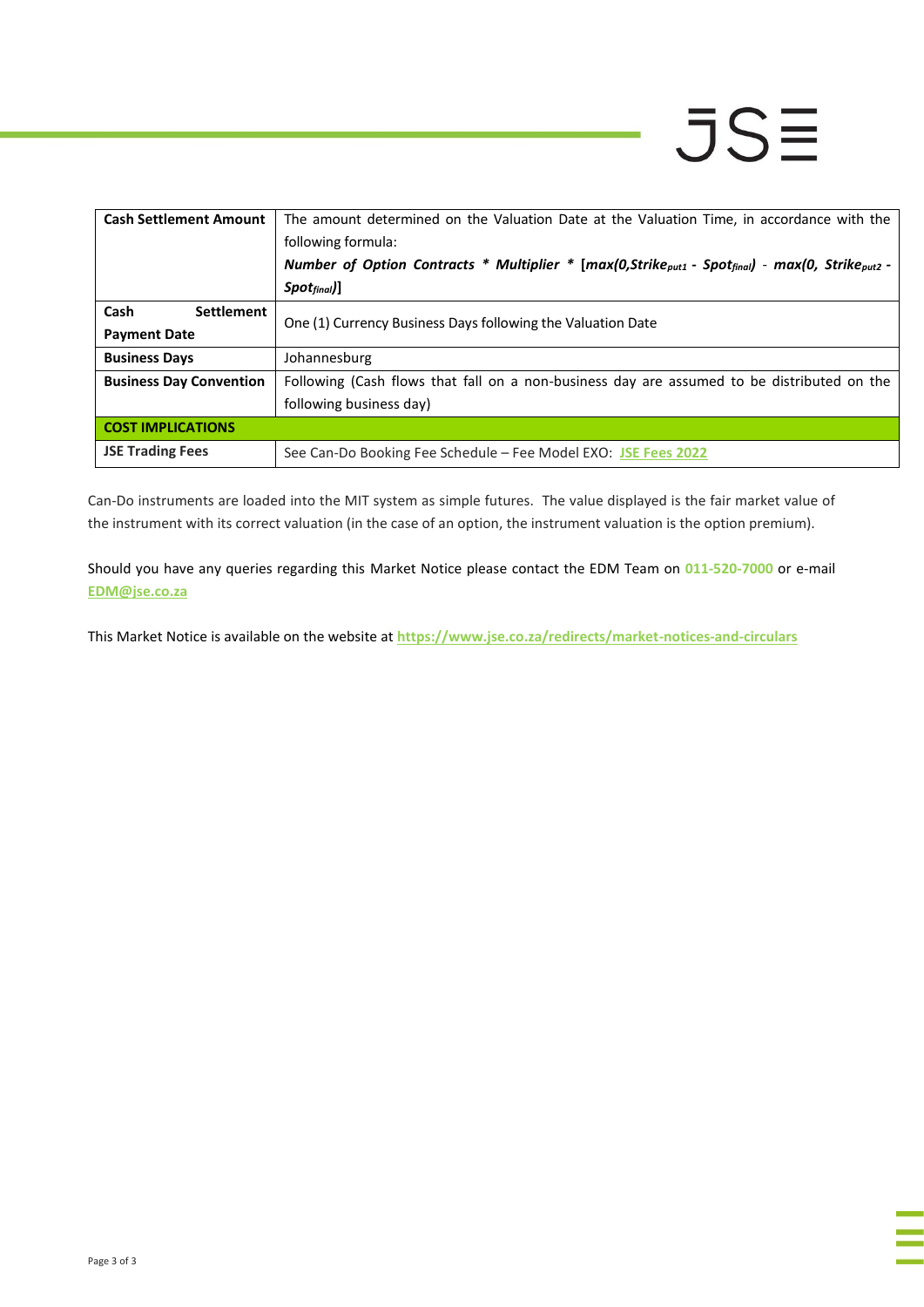| | |
|---|---|
| **Cash Settlement Amount** | The amount determined on the Valuation Date at the Valuation Time, in accordance with the following formula: ***Number of Option Contracts * Multiplier * [max(0,Strike$_{put1}$ - Spot$_{final}$) - max(0, Strike$_{put2}$ - Spot$_{final}$)]*** |
| **Cash Settlement Payment Date** | One (1) Currency Business Days following the Valuation Date |
| **Business Days** | Johannesburg |
| **Business Day Convention** | Following (Cash flows that fall on a non-business day are assumed to be distributed on the following business day) |
| **COST IMPLICATIONS** | |
| **JSE Trading Fees** | See Can-Do Booking Fee Schedule – Fee Model EXO: **JSE Fees 2022** |

Can-Do instruments are loaded into the MIT system as simple futures. The value displayed is the fair market value of the instrument with its correct valuation (in the case of an option, the instrument valuation is the option premium).

Should you have any queries regarding this Market Notice please contact the EDM Team on **011-520-7000** or e-mail **EDM@jse.co.za**

This Market Notice is available on the website at **https://www.jse.co.za/redirects/market-notices-and-circulars**